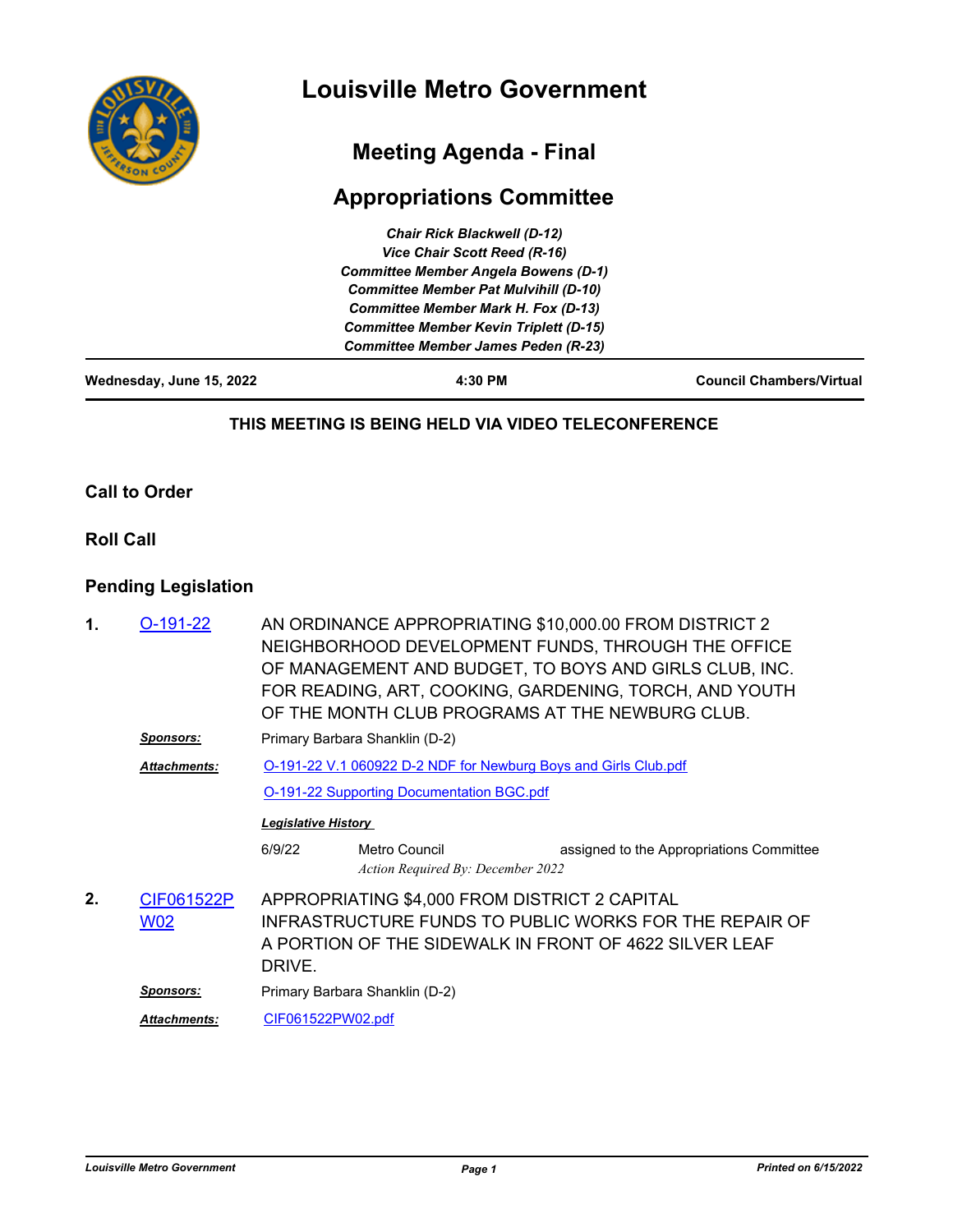# Louisville Metro Government

## Meeting Agenda - Final

## Appropriations Committee

*Chair Rick Blackwell (D-12)*
*Vice Chair Scott Reed (R-16)*
*Committee Member Angela Bowens (D-1)*
*Committee Member Pat Mulvihill (D-10)*
*Committee Member Mark H. Fox (D-13)*
*Committee Member Kevin Triplett (D-15)*
*Committee Member James Peden (R-23)*

**Wednesday, June 15, 2022** | **4:30 PM** | **Council Chambers/Virtual**

**THIS MEETING IS BEING HELD VIA VIDEO TELECONFERENCE**

### Call to Order

### Roll Call

### Pending Legislation

**1.** O-191-22

AN ORDINANCE APPROPRIATING $10,000.00 FROM DISTRICT 2 NEIGHBORHOOD DEVELOPMENT FUNDS, THROUGH THE OFFICE OF MANAGEMENT AND BUDGET, TO BOYS AND GIRLS CLUB, INC. FOR READING, ART, COOKING, GARDENING, TORCH, AND YOUTH OF THE MONTH CLUB PROGRAMS AT THE NEWBURG CLUB.

***Sponsors:*** Primary Barbara Shanklin (D-2)

***Attachments:*** O-191-22 V.1 060922 D-2 NDF for Newburg Boys and Girls Club.pdf
O-191-22 Supporting Documentation BGC.pdf

***Legislative History***

6/9/22 Metro Council assigned to the Appropriations Committee
*Action Required By: December 2022*

**2.** CIF061522PW02

APPROPRIATING $4,000 FROM DISTRICT 2 CAPITAL INFRASTRUCTURE FUNDS TO PUBLIC WORKS FOR THE REPAIR OF A PORTION OF THE SIDEWALK IN FRONT OF 4622 SILVER LEAF DRIVE.

***Sponsors:*** Primary Barbara Shanklin (D-2)

***Attachments:*** CIF061522PW02.pdf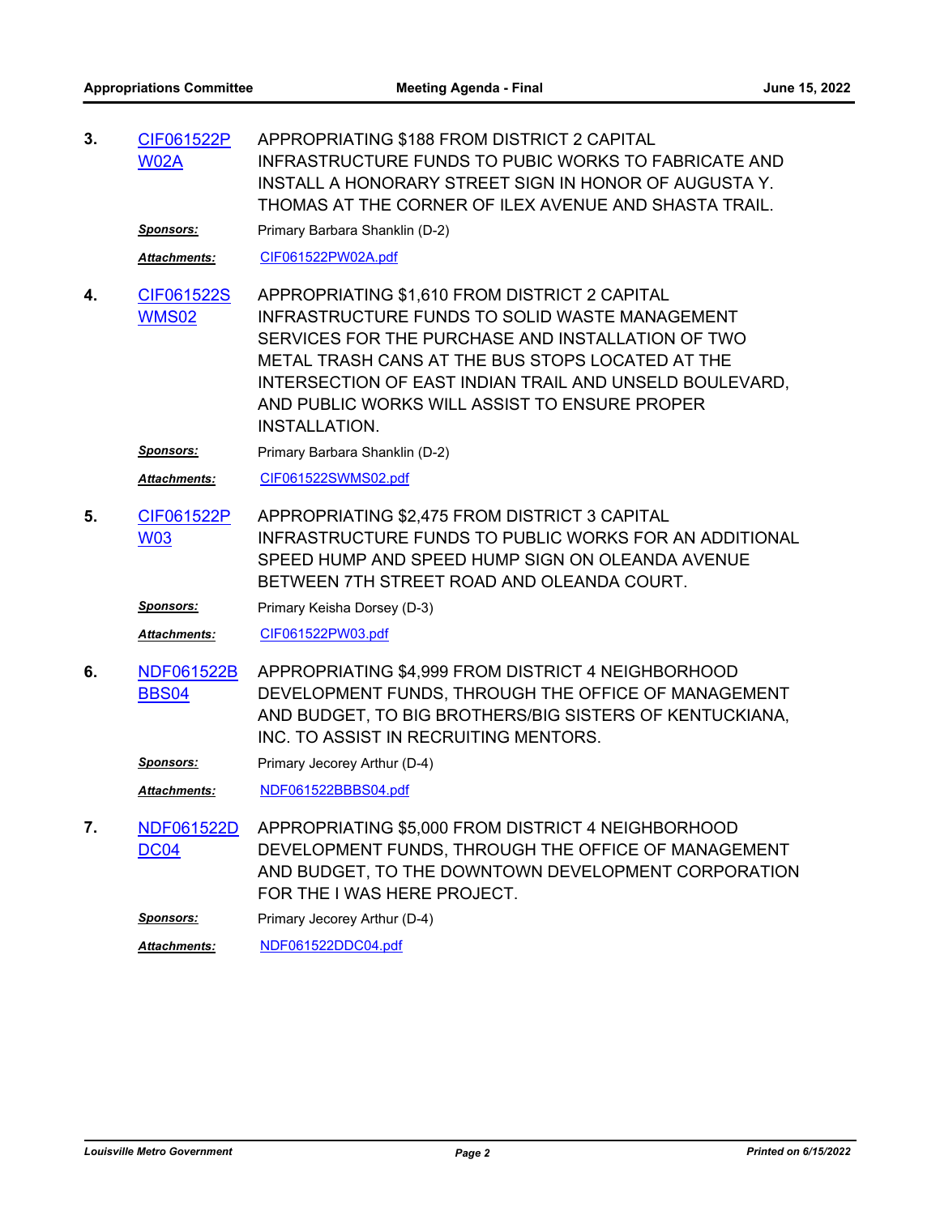3. CIF061522PW02A — APPROPRIATING $188 FROM DISTRICT 2 CAPITAL INFRASTRUCTURE FUNDS TO PUBIC WORKS TO FABRICATE AND INSTALL A HONORARY STREET SIGN IN HONOR OF AUGUSTA Y. THOMAS AT THE CORNER OF ILEX AVENUE AND SHASTA TRAIL.

   ***Sponsors:*** Primary Barbara Shanklin (D-2)

   ***Attachments:*** CIF061522PW02A.pdf

4. CIF061522SWMS02 — APPROPRIATING $1,610 FROM DISTRICT 2 CAPITAL INFRASTRUCTURE FUNDS TO SOLID WASTE MANAGEMENT SERVICES FOR THE PURCHASE AND INSTALLATION OF TWO METAL TRASH CANS AT THE BUS STOPS LOCATED AT THE INTERSECTION OF EAST INDIAN TRAIL AND UNSELD BOULEVARD, AND PUBLIC WORKS WILL ASSIST TO ENSURE PROPER INSTALLATION.

   ***Sponsors:*** Primary Barbara Shanklin (D-2)

   ***Attachments:*** CIF061522SWMS02.pdf

5. CIF061522PW03 — APPROPRIATING $2,475 FROM DISTRICT 3 CAPITAL INFRASTRUCTURE FUNDS TO PUBLIC WORKS FOR AN ADDITIONAL SPEED HUMP AND SPEED HUMP SIGN ON OLEANDA AVENUE BETWEEN 7TH STREET ROAD AND OLEANDA COURT.

   ***Sponsors:*** Primary Keisha Dorsey (D-3)

   ***Attachments:*** CIF061522PW03.pdf

6. NDF061522BBBS04 — APPROPRIATING $4,999 FROM DISTRICT 4 NEIGHBORHOOD DEVELOPMENT FUNDS, THROUGH THE OFFICE OF MANAGEMENT AND BUDGET, TO BIG BROTHERS/BIG SISTERS OF KENTUCKIANA, INC. TO ASSIST IN RECRUITING MENTORS.

   ***Sponsors:*** Primary Jecorey Arthur (D-4)

   ***Attachments:*** NDF061522BBBS04.pdf

7. NDF061522DDC04 — APPROPRIATING $5,000 FROM DISTRICT 4 NEIGHBORHOOD DEVELOPMENT FUNDS, THROUGH THE OFFICE OF MANAGEMENT AND BUDGET, TO THE DOWNTOWN DEVELOPMENT CORPORATION FOR THE I WAS HERE PROJECT.

   ***Sponsors:*** Primary Jecorey Arthur (D-4)

   ***Attachments:*** NDF061522DDC04.pdf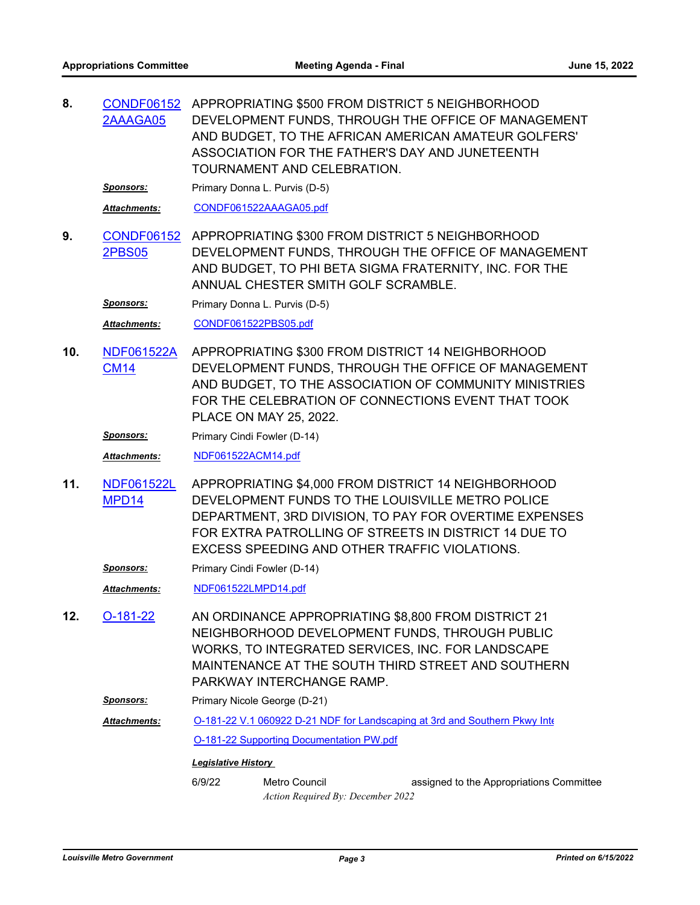8. **CONDF061522AAAGA05** APPROPRIATING $500 FROM DISTRICT 5 NEIGHBORHOOD DEVELOPMENT FUNDS, THROUGH THE OFFICE OF MANAGEMENT AND BUDGET, TO THE AFRICAN AMERICAN AMATEUR GOLFERS' ASSOCIATION FOR THE FATHER'S DAY AND JUNETEENTH TOURNAMENT AND CELEBRATION.

   ***Sponsors:*** Primary Donna L. Purvis (D-5)

   ***Attachments:*** CONDF061522AAAGA05.pdf

9. **CONDF061522PBS05** APPROPRIATING $300 FROM DISTRICT 5 NEIGHBORHOOD DEVELOPMENT FUNDS, THROUGH THE OFFICE OF MANAGEMENT AND BUDGET, TO PHI BETA SIGMA FRATERNITY, INC. FOR THE ANNUAL CHESTER SMITH GOLF SCRAMBLE.

   ***Sponsors:*** Primary Donna L. Purvis (D-5)

   ***Attachments:*** CONDF061522PBS05.pdf

10. **NDF061522ACM14** APPROPRIATING $300 FROM DISTRICT 14 NEIGHBORHOOD DEVELOPMENT FUNDS, THROUGH THE OFFICE OF MANAGEMENT AND BUDGET, TO THE ASSOCIATION OF COMMUNITY MINISTRIES FOR THE CELEBRATION OF CONNECTIONS EVENT THAT TOOK PLACE ON MAY 25, 2022.

    ***Sponsors:*** Primary Cindi Fowler (D-14)

    ***Attachments:*** NDF061522ACM14.pdf

11. **NDF061522LMPD14** APPROPRIATING $4,000 FROM DISTRICT 14 NEIGHBORHOOD DEVELOPMENT FUNDS TO THE LOUISVILLE METRO POLICE DEPARTMENT, 3RD DIVISION, TO PAY FOR OVERTIME EXPENSES FOR EXTRA PATROLLING OF STREETS IN DISTRICT 14 DUE TO EXCESS SPEEDING AND OTHER TRAFFIC VIOLATIONS.

    ***Sponsors:*** Primary Cindi Fowler (D-14)

    ***Attachments:*** NDF061522LMPD14.pdf

12. **O-181-22** AN ORDINANCE APPROPRIATING $8,800 FROM DISTRICT 21 NEIGHBORHOOD DEVELOPMENT FUNDS, THROUGH PUBLIC WORKS, TO INTEGRATED SERVICES, INC. FOR LANDSCAPE MAINTENANCE AT THE SOUTH THIRD STREET AND SOUTHERN PARKWAY INTERCHANGE RAMP.

    ***Sponsors:*** Primary Nicole George (D-21)

    ***Attachments:*** O-181-22 V.1 060922 D-21 NDF for Landscaping at 3rd and Southern Pkwy Inte

    O-181-22 Supporting Documentation PW.pdf

    ***Legislative History***

    6/9/22 Metro Council assigned to the Appropriations Committee

    *Action Required By: December 2022*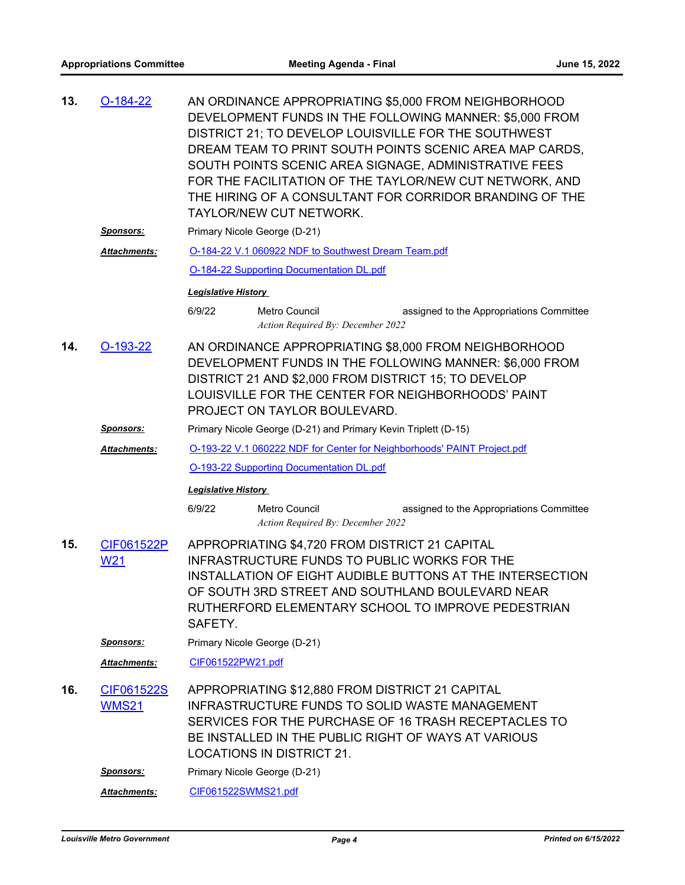**13. O-184-22**

AN ORDINANCE APPROPRIATING $5,000 FROM NEIGHBORHOOD DEVELOPMENT FUNDS IN THE FOLLOWING MANNER: $5,000 FROM DISTRICT 21; TO DEVELOP LOUISVILLE FOR THE SOUTHWEST DREAM TEAM TO PRINT SOUTH POINTS SCENIC AREA MAP CARDS, SOUTH POINTS SCENIC AREA SIGNAGE, ADMINISTRATIVE FEES FOR THE FACILITATION OF THE TAYLOR/NEW CUT NETWORK, AND THE HIRING OF A CONSULTANT FOR CORRIDOR BRANDING OF THE TAYLOR/NEW CUT NETWORK.

***Sponsors:*** Primary Nicole George (D-21)

***Attachments:*** O-184-22 V.1 060922 NDF to Southwest Dream Team.pdf
O-184-22 Supporting Documentation DL.pdf

***Legislative History***

| | | |
|---|---|---|
| 6/9/22 | Metro Council<br>*Action Required By: December 2022* | assigned to the Appropriations Committee |

**14. O-193-22**

AN ORDINANCE APPROPRIATING $8,000 FROM NEIGHBORHOOD DEVELOPMENT FUNDS IN THE FOLLOWING MANNER: $6,000 FROM DISTRICT 21 AND $2,000 FROM DISTRICT 15; TO DEVELOP LOUISVILLE FOR THE CENTER FOR NEIGHBORHOODS' PAINT PROJECT ON TAYLOR BOULEVARD.

***Sponsors:*** Primary Nicole George (D-21) and Primary Kevin Triplett (D-15)

***Attachments:*** O-193-22 V.1 060222 NDF for Center for Neighborhoods' PAINT Project.pdf
O-193-22 Supporting Documentation DL.pdf

***Legislative History***

| | | |
|---|---|---|
| 6/9/22 | Metro Council<br>*Action Required By: December 2022* | assigned to the Appropriations Committee |

**15. CIF061522PW21**

APPROPRIATING $4,720 FROM DISTRICT 21 CAPITAL INFRASTRUCTURE FUNDS TO PUBLIC WORKS FOR THE INSTALLATION OF EIGHT AUDIBLE BUTTONS AT THE INTERSECTION OF SOUTH 3RD STREET AND SOUTHLAND BOULEVARD NEAR RUTHERFORD ELEMENTARY SCHOOL TO IMPROVE PEDESTRIAN SAFETY.

***Sponsors:*** Primary Nicole George (D-21)

***Attachments:*** CIF061522PW21.pdf

**16. CIF061522SWMS21**

APPROPRIATING $12,880 FROM DISTRICT 21 CAPITAL INFRASTRUCTURE FUNDS TO SOLID WASTE MANAGEMENT SERVICES FOR THE PURCHASE OF 16 TRASH RECEPTACLES TO BE INSTALLED IN THE PUBLIC RIGHT OF WAYS AT VARIOUS LOCATIONS IN DISTRICT 21.

***Sponsors:*** Primary Nicole George (D-21)

***Attachments:*** CIF061522SWMS21.pdf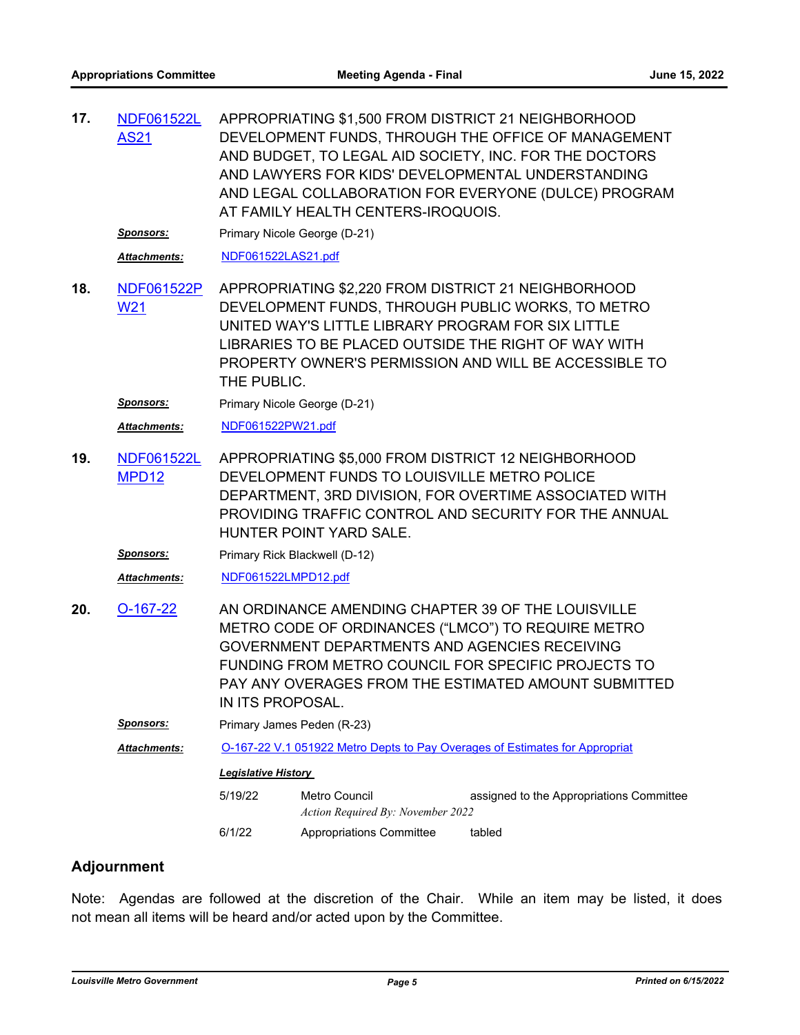**17.** NDF061522LAS21 APPROPRIATING $1,500 FROM DISTRICT 21 NEIGHBORHOOD DEVELOPMENT FUNDS, THROUGH THE OFFICE OF MANAGEMENT AND BUDGET, TO LEGAL AID SOCIETY, INC. FOR THE DOCTORS AND LAWYERS FOR KIDS' DEVELOPMENTAL UNDERSTANDING AND LEGAL COLLABORATION FOR EVERYONE (DULCE) PROGRAM AT FAMILY HEALTH CENTERS-IROQUOIS.

***Sponsors:*** Primary Nicole George (D-21)

***Attachments:*** NDF061522LAS21.pdf

**18.** NDF061522PW21 APPROPRIATING $2,220 FROM DISTRICT 21 NEIGHBORHOOD DEVELOPMENT FUNDS, THROUGH PUBLIC WORKS, TO METRO UNITED WAY'S LITTLE LIBRARY PROGRAM FOR SIX LITTLE LIBRARIES TO BE PLACED OUTSIDE THE RIGHT OF WAY WITH PROPERTY OWNER'S PERMISSION AND WILL BE ACCESSIBLE TO THE PUBLIC.

***Sponsors:*** Primary Nicole George (D-21)

***Attachments:*** NDF061522PW21.pdf

**19.** NDF061522LMPD12 APPROPRIATING $5,000 FROM DISTRICT 12 NEIGHBORHOOD DEVELOPMENT FUNDS TO LOUISVILLE METRO POLICE DEPARTMENT, 3RD DIVISION, FOR OVERTIME ASSOCIATED WITH PROVIDING TRAFFIC CONTROL AND SECURITY FOR THE ANNUAL HUNTER POINT YARD SALE.

***Sponsors:*** Primary Rick Blackwell (D-12)

***Attachments:*** NDF061522LMPD12.pdf

**20.** O-167-22 AN ORDINANCE AMENDING CHAPTER 39 OF THE LOUISVILLE METRO CODE OF ORDINANCES (“LMCO”) TO REQUIRE METRO GOVERNMENT DEPARTMENTS AND AGENCIES RECEIVING FUNDING FROM METRO COUNCIL FOR SPECIFIC PROJECTS TO PAY ANY OVERAGES FROM THE ESTIMATED AMOUNT SUBMITTED IN ITS PROPOSAL.

***Sponsors:*** Primary James Peden (R-23)

***Attachments:*** O-167-22 V.1 051922 Metro Depts to Pay Overages of Estimates for Appropriat

***Legislative History***

| | | |
|---|---|---|
| 5/19/22 | Metro Council<br>*Action Required By: November 2022* | assigned to the Appropriations Committee |
| 6/1/22 | Appropriations Committee | tabled |

## Adjournment

Note: Agendas are followed at the discretion of the Chair. While an item may be listed, it does not mean all items will be heard and/or acted upon by the Committee.